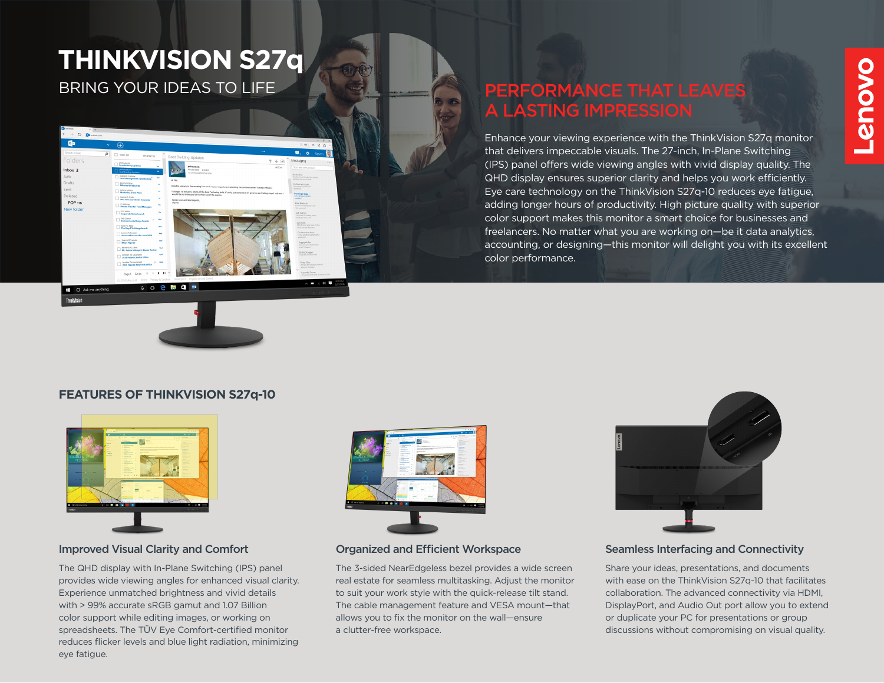# THINKVISION S27q

BRING YOUR IDEAS TO LIFE

## PERFORMANCE THAT LEAVES A LASTING IMPRESSION

Enhance your viewing experience with the ThinkVision S27q monitor that delivers impeccable visuals. The 27-inch, In-Plane Switching (IPS) panel offers wide viewing angles with vivid display quality. The QHD display ensures superior clarity and helps you work efficiently. Eye care technology on the ThinkVision S27q-10 reduces eye fatigue, adding longer hours of productivity. High picture quality with superior color support makes this monitor a smart choice for businesses and freelancers. No matter what you are working on—be it data analytics, accounting, or designing—this monitor will delight you with its excellent color performance.

## FEATURES OF THINKVISION S27q-10

### Improved Visual Clarity and Comfort

The QHD display with In-Plane Switching (IPS) panel provides wide viewing angles for enhanced visual clarity. Experience unmatched brightness and vivid details with > 99% accurate sRGB gamut and 1.07 Billion color support while editing images, or working on spreadsheets. The TÜV Eye Comfort-certified monitor reduces flicker levels and blue light radiation, minimizing eye fatigue.

### Organized and Efficient Workspace

The 3-sided NearEdgeless bezel provides a wide screen real estate for seamless multitasking. Adjust the monitor to suit your work style with the quick-release tilt stand. The cable management feature and VESA mount—that allows you to fix the monitor on the wall—ensure a clutter-free workspace.

### Seamless Interfacing and Connectivity

Share your ideas, presentations, and documents with ease on the ThinkVision S27q-10 that facilitates collaboration. The advanced connectivity via HDMI, DisplayPort, and Audio Out port allow you to extend or duplicate your PC for presentations or group discussions without compromising on visual quality.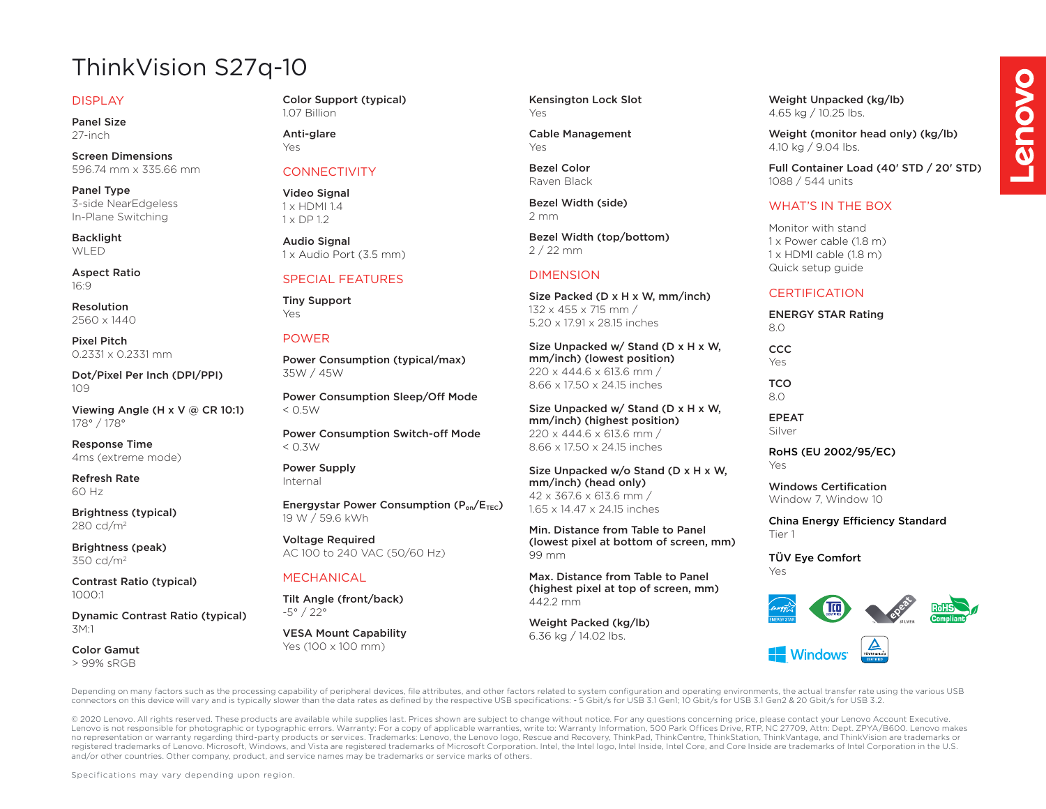# ThinkVision S27q-10

## DISPLAY

**Panel Size**
27-inch

**Screen Dimensions**
596.74 mm x 335.66 mm

**Panel Type**
3-side NearEdgeless
In-Plane Switching

**Backlight**
WLED

**Aspect Ratio**
16:9

**Resolution**
2560 x 1440

**Pixel Pitch**
0.2331 x 0.2331 mm

**Dot/Pixel Per Inch (DPI/PPI)**
109

**Viewing Angle (H x V @ CR 10:1)**
178° / 178°

**Response Time**
4ms (extreme mode)

**Refresh Rate**
60 Hz

**Brightness (typical)**
280 cd/m²

**Brightness (peak)**
350 cd/m²

**Contrast Ratio (typical)**
1000:1

**Dynamic Contrast Ratio (typical)**
3M:1

**Color Gamut**
> 99% sRGB

**Color Support (typical)**
1.07 Billion

**Anti-glare**
Yes

## CONNECTIVITY

**Video Signal**
1 x HDMI 1.4
1 x DP 1.2

**Audio Signal**
1 x Audio Port (3.5 mm)

## SPECIAL FEATURES

**Tiny Support**
Yes

## POWER

**Power Consumption (typical/max)**
35W / 45W

**Power Consumption Sleep/Off Mode**
< 0.5W

**Power Consumption Switch-off Mode**
< 0.3W

**Power Supply**
Internal

**Energystar Power Consumption ($P_{on}$/$E_{TEC}$)**
19 W / 59.6 kWh

**Voltage Required**
AC 100 to 240 VAC (50/60 Hz)

## MECHANICAL

**Tilt Angle (front/back)**
-5° / 22°

**VESA Mount Capability**
Yes (100 x 100 mm)

**Kensington Lock Slot**
Yes

**Cable Management**
Yes

**Bezel Color**
Raven Black

**Bezel Width (side)**
2 mm

**Bezel Width (top/bottom)**
2 / 22 mm

## DIMENSION

**Size Packed (D x H x W, mm/inch)**
132 x 455 x 715 mm /
5.20 x 17.91 x 28.15 inches

**Size Unpacked w/ Stand (D x H x W, mm/inch) (lowest position)**
220 x 444.6 x 613.6 mm /
8.66 x 17.50 x 24.15 inches

**Size Unpacked w/ Stand (D x H x W, mm/inch) (highest position)**
220 x 444.6 x 613.6 mm /
8.66 x 17.50 x 24.15 inches

**Size Unpacked w/o Stand (D x H x W, mm/inch) (head only)**
42 x 367.6 x 613.6 mm /
1.65 x 14.47 x 24.15 inches

**Min. Distance from Table to Panel (lowest pixel at bottom of screen, mm)**
99 mm

**Max. Distance from Table to Panel (highest pixel at top of screen, mm)**
442.2 mm

**Weight Packed (kg/lb)**
6.36 kg / 14.02 lbs.

**Weight Unpacked (kg/lb)**
4.65 kg / 10.25 lbs.

**Weight (monitor head only) (kg/lb)**
4.10 kg / 9.04 lbs.

**Full Container Load (40' STD / 20' STD)**
1088 / 544 units

## WHAT'S IN THE BOX

Monitor with stand
1 x Power cable (1.8 m)
1 x HDMI cable (1.8 m)
Quick setup guide

## CERTIFICATION

**ENERGY STAR Rating**
8.0

**CCC**
Yes

**TCO**
8.0

**EPEAT**
Silver

**RoHS (EU 2002/95/EC)**
Yes

**Windows Certification**
Window 7, Window 10

**China Energy Efficiency Standard**
Tier 1

**TÜV Eye Comfort**
Yes

Depending on many factors such as the processing capability of peripheral devices, file attributes, and other factors related to system configuration and operating environments, the actual transfer rate using the various USB connectors on this device will vary and is typically slower than the data rates as defined by the respective USB specifications: - 5 Gbit/s for USB 3.1 Gen1; 10 Gbit/s for USB 3.1 Gen2 & 20 Gbit/s for USB 3.2.

© 2020 Lenovo. All rights reserved. These products are available while supplies last. Prices shown are subject to change without notice. For any questions concerning price, please contact your Lenovo Account Executive. Lenovo is not responsible for photographic or typographic errors. Warranty: For a copy of applicable warranties, write to: Warranty Information, 500 Park Offices Drive, RTP, NC 27709, Attn: Dept. ZPYA/B600. Lenovo makes no representation or warranty regarding third-party products or services. Trademarks: Lenovo, the Lenovo logo, Rescue and Recovery, ThinkPad, ThinkCentre, ThinkStation, ThinkVantage, and ThinkVision are trademarks or registered trademarks of Lenovo. Microsoft, Windows, and Vista are registered trademarks of Microsoft Corporation. Intel, the Intel logo, Intel Inside, Intel Core, and Core Inside are trademarks of Intel Corporation in the U.S. and/or other countries. Other company, product, and service names may be trademarks or service marks of others.

Specifications may vary depending upon region.